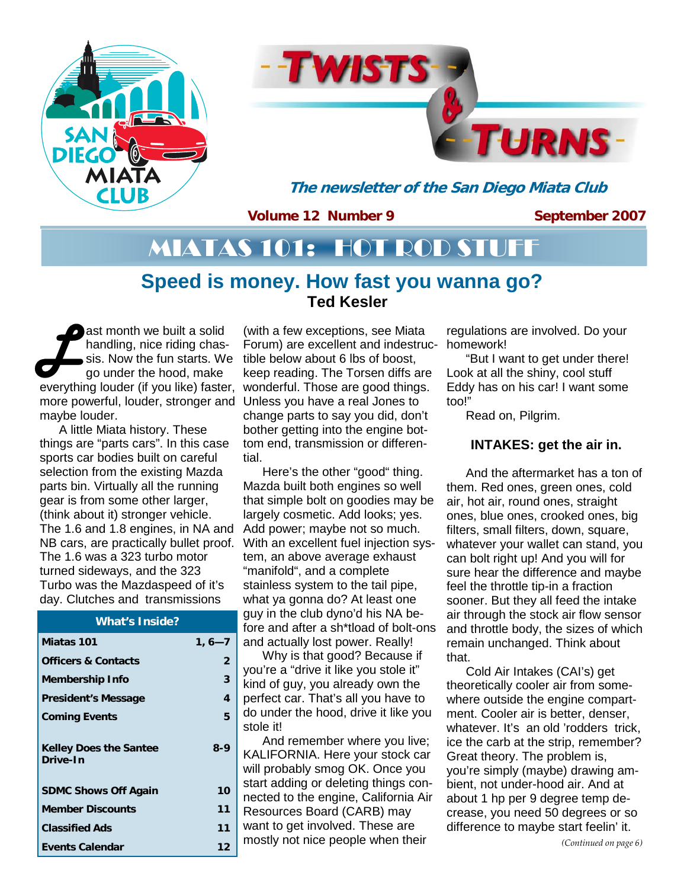# TWISTS & TURNS

***The newsletter of the San Diego Miata Club***

**Volume 12 Number 9** **September 2007**

# MIATAS 101: HOT ROD STUFF

## Speed is money. How fast you wanna go?

**Ted Kesler**

Last month we built a solid handling, nice riding chassis. Now the fun starts. We go under the hood, make everything louder (if you like) faster, more powerful, louder, stronger and maybe louder.

A little Miata history. These things are "parts cars". In this case sports car bodies built on careful selection from the existing Mazda parts bin. Virtually all the running gear is from some other larger, (think about it) stronger vehicle. The 1.6 and 1.8 engines, in NA and NB cars, are practically bullet proof. The 1.6 was a 323 turbo motor turned sideways, and the 323 Turbo was the Mazdaspeed of it's day. Clutches and transmissions (with a few exceptions, see Miata Forum) are excellent and indestructible below about 6 lbs of boost, keep reading. The Torsen diffs are wonderful. Those are good things. Unless you have a real Jones to change parts to say you did, don't bother getting into the engine bottom end, transmission or differential.

Here's the other "good" thing. Mazda built both engines so well that simple bolt on goodies may be largely cosmetic. Add looks; yes. Add power; maybe not so much. With an excellent fuel injection system, an above average exhaust "manifold", and a complete stainless system to the tail pipe, what ya gonna do? At least one guy in the club dyno'd his NA before and after a sh*tload of bolt-ons and actually lost power. Really!

Why is that good? Because if you're a "drive it like you stole it" kind of guy, you already own the perfect car. That's all you have to do under the hood, drive it like you stole it!

And remember where you live; KALIFORNIA. Here your stock car will probably smog OK. Once you start adding or deleting things connected to the engine, California Air Resources Board (CARB) may want to get involved. These are mostly not nice people when their regulations are involved. Do your homework!

"But I want to get under there! Look at all the shiny, cool stuff Eddy has on his car! I want some too!"

Read on, Pilgrim.

### INTAKES: get the air in.

And the aftermarket has a ton of them. Red ones, green ones, cold air, hot air, round ones, straight ones, blue ones, crooked ones, big filters, small filters, down, square, whatever your wallet can stand, you can bolt right up! And you will for sure hear the difference and maybe feel the throttle tip-in a fraction sooner. But they all feed the intake air through the stock air flow sensor and throttle body, the sizes of which remain unchanged. Think about that.

Cold Air Intakes (CAI's) get theoretically cooler air from somewhere outside the engine compartment. Cooler air is better, denser, whatever. It's an old 'rodders trick, ice the carb at the strip, remember? Great theory. The problem is, you're simply (maybe) drawing ambient, not under-hood air. And at about 1 hp per 9 degree temp decrease, you need 50 degrees or so difference to maybe start feelin' it.

*(Continued on page 6)*

| What's Inside? | |
|---|---|
| **Miatas 101** | **1, 6—7** |
| **Officers & Contacts** | **2** |
| **Membership Info** | **3** |
| **President's Message** | **4** |
| **Coming Events** | **5** |
| **Kelley Does the Santee Drive-In** | **8-9** |
| **SDMC Shows Off Again** | **10** |
| **Member Discounts** | **11** |
| **Classified Ads** | **11** |
| **Events Calendar** | **12** |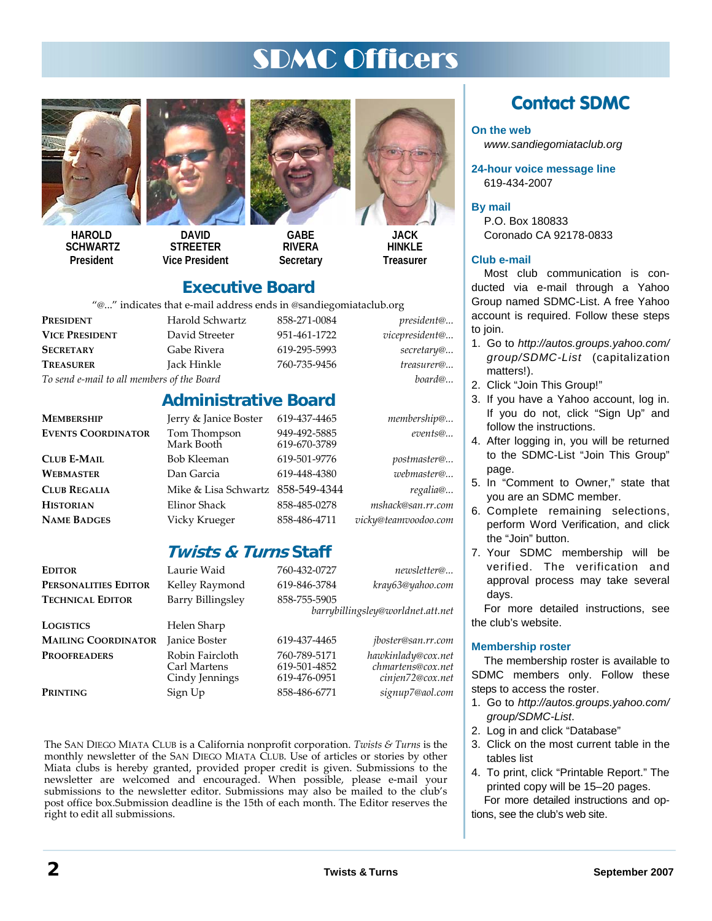# SDMC Officers

**HAROLD SCHWARTZ**
President

**DAVID STREETER**
Vice President

**GABE RIVERA**
Secretary

**JACK HINKLE**
Treasurer

## Executive Board

"@..." indicates that e-mail address ends in @sandiegomiataclub.org

| | | | |
|---|---|---|---|
| **President** | Harold Schwartz | 858-271-0084 | *president@...* |
| **Vice President** | David Streeter | 951-461-1722 | *vicepresident@...* |
| **Secretary** | Gabe Rivera | 619-295-5993 | *secretary@...* |
| **Treasurer** | Jack Hinkle | 760-735-9456 | *treasurer@...* |
| *To send e-mail to all members of the Board* | | | *board@...* |

## Administrative Board

| | | | |
|---|---|---|---|
| **Membership** | Jerry & Janice Boster | 619-437-4465 | *membership@...* |
| **Events Coordinator** | Tom Thompson<br>Mark Booth | 949-492-5885<br>619-670-3789 | *events@...* |
| **Club E-Mail** | Bob Kleeman | 619-501-9776 | *postmaster@...* |
| **Webmaster** | Dan Garcia | 619-448-4380 | *webmaster@...* |
| **Club Regalia** | Mike & Lisa Schwartz | 858-549-4344 | *regalia@...* |
| **Historian** | Elinor Shack | 858-485-0278 | *mshack@san.rr.com* |
| **Name Badges** | Vicky Krueger | 858-486-4711 | *vicky@teamvoodoo.com* |

## *Twists & Turns* Staff

| | | | |
|---|---|---|---|
| **Editor** | Laurie Waid | 760-432-0727 | *newsletter@...* |
| **Personalities Editor** | Kelley Raymond | 619-846-3784 | *kray63@yahoo.com* |
| **Technical Editor** | Barry Billingsley | 858-755-5905 | *barrybillingsley@worldnet.att.net* |
| **Logistics** | Helen Sharp | | |
| **Mailing Coordinator** | Janice Boster | 619-437-4465 | *jboster@san.rr.com* |
| **Proofreaders** | Robin Faircloth<br>Carl Martens<br>Cindy Jennings | 760-789-5171<br>619-501-4852<br>619-476-0951 | *hawkinlady@cox.net*<br>*chmartens@cox.net*<br>*cinjen72@cox.net* |
| **Printing** | Sign Up | 858-486-6771 | *signup7@aol.com* |

The San Diego Miata Club is a California nonprofit corporation. *Twists & Turns* is the monthly newsletter of the San Diego Miata Club. Use of articles or stories by other Miata clubs is hereby granted, provided proper credit is given. Submissions to the newsletter are welcomed and encouraged. When possible, please e-mail your submissions to the newsletter editor. Submissions may also be mailed to the club's post office box.Submission deadline is the 15th of each month. The Editor reserves the right to edit all submissions.

## Contact SDMC

### On the web

*www.sandiegomiataclub.org*

### 24-hour voice message line

619-434-2007

### By mail

P.O. Box 180833
Coronado CA 92178-0833

### Club e-mail

Most club communication is conducted via e-mail through a Yahoo Group named SDMC-List. A free Yahoo account is required. Follow these steps to join.

1. Go to *http://autos.groups.yahoo.com/group/SDMC-List* (capitalization matters!).
2. Click "Join This Group!"
3. If you have a Yahoo account, log in. If you do not, click "Sign Up" and follow the instructions.
4. After logging in, you will be returned to the SDMC-List "Join This Group" page.
5. In "Comment to Owner," state that you are an SDMC member.
6. Complete remaining selections, perform Word Verification, and click the "Join" button.
7. Your SDMC membership will be verified. The verification and approval process may take several days.

For more detailed instructions, see the club's website.

### Membership roster

The membership roster is available to SDMC members only. Follow these steps to access the roster.

1. Go to *http://autos.groups.yahoo.com/group/SDMC-List*.
2. Log in and click "Database"
3. Click on the most current table in the tables list
4. To print, click "Printable Report." The printed copy will be 15–20 pages.

For more detailed instructions and options, see the club's web site.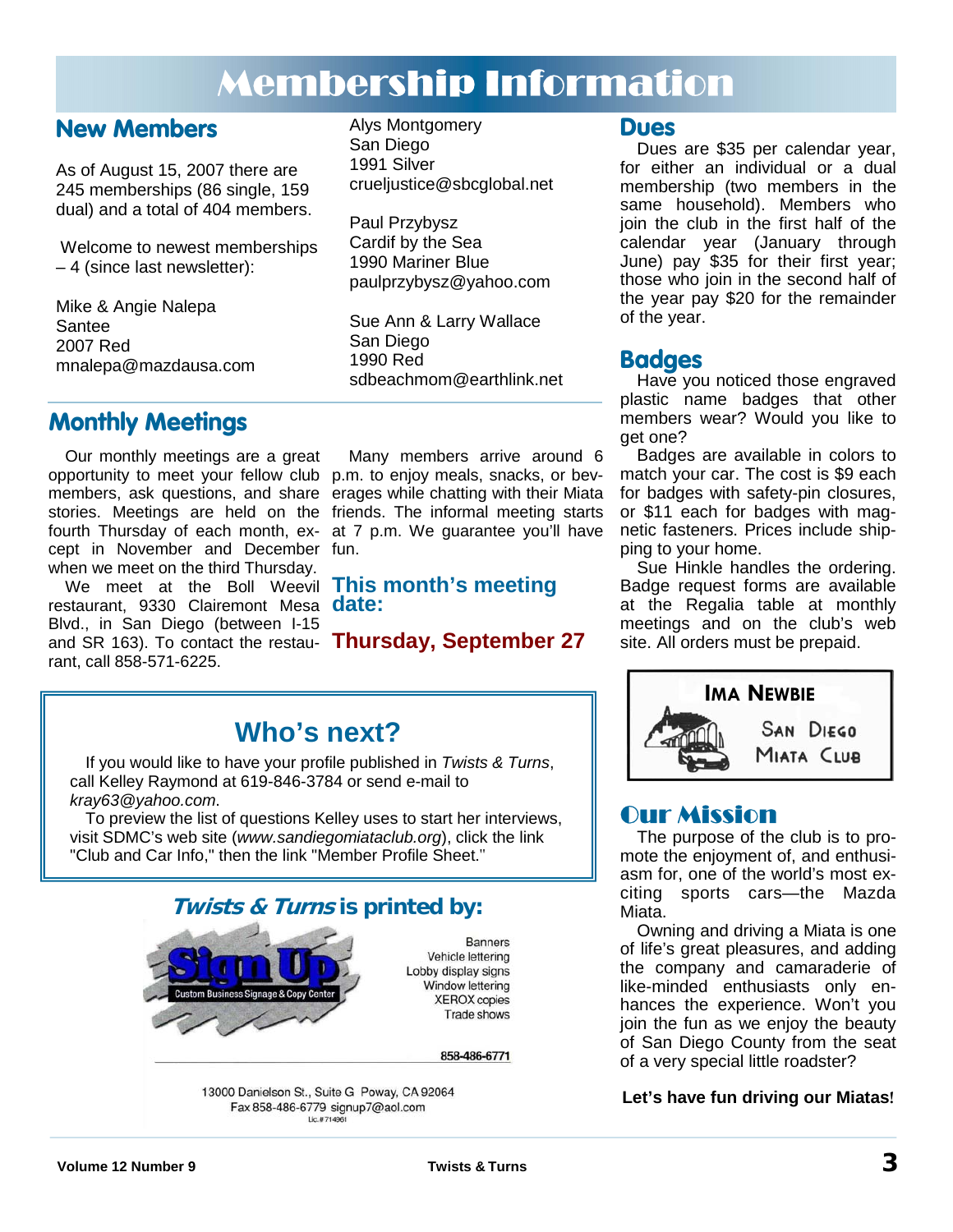# Membership Information

## New Members

As of August 15, 2007 there are 245 memberships (86 single, 159 dual) and a total of 404 members.

Welcome to newest memberships – 4 (since last newsletter):

Mike & Angie Nalepa
Santee
2007 Red
mnalepa@mazdausa.com

Alys Montgomery
San Diego
1991 Silver
crueljustice@sbcglobal.net

Paul Przybysz
Cardif by the Sea
1990 Mariner Blue
paulprzybysz@yahoo.com

Sue Ann & Larry Wallace
San Diego
1990 Red
sdbeachmom@earthlink.net

## Monthly Meetings

Our monthly meetings are a great opportunity to meet your fellow club members, ask questions, and share stories. Meetings are held on the fourth Thursday of each month, except in November and December when we meet on the third Thursday.

We meet at the Boll Weevil restaurant, 9330 Clairemont Mesa Blvd., in San Diego (between I-15 and SR 163). To contact the restaurant, call 858-571-6225.

Many members arrive around 6 p.m. to enjoy meals, snacks, or beverages while chatting with their Miata friends. The informal meeting starts at 7 p.m. We guarantee you'll have fun.

### This month's meeting date:

**Thursday, September 27**

## Who's next?

If you would like to have your profile published in *Twists & Turns*, call Kelley Raymond at 619-846-3784 or send e-mail to *kray63@yahoo.com*.

To preview the list of questions Kelley uses to start her interviews, visit SDMC's web site (*www.sandiegomiataclub.org*), click the link "Club and Car Info," then the link "Member Profile Sheet."

## *Twists & Turns* is printed by:

Sign Up
Custom Business Signage & Copy Center

Banners
Vehicle lettering
Lobby display signs
Window lettering
XEROX copies
Trade shows

858-486-6771

13000 Danielson St., Suite G Poway, CA 92064
Fax 858-486-6779 signup7@aol.com
Lic.#714861

## Dues

Dues are $35 per calendar year, for either an individual or a dual membership (two members in the same household). Members who join the club in the first half of the calendar year (January through June) pay $35 for their first year; those who join in the second half of the year pay $20 for the remainder of the year.

## Badges

Have you noticed those engraved plastic name badges that other members wear? Would you like to get one?

Badges are available in colors to match your car. The cost is $9 each for badges with safety-pin closures, or $11 each for badges with magnetic fasteners. Prices include shipping to your home.

Sue Hinkle handles the ordering. Badge request forms are available at the Regalia table at monthly meetings and on the club's web site. All orders must be prepaid.

IMA NEWBIE
SAN DIEGO
MIATA CLUB

## Our Mission

The purpose of the club is to promote the enjoyment of, and enthusiasm for, one of the world's most exciting sports cars—the Mazda Miata.

Owning and driving a Miata is one of life's great pleasures, and adding the company and camaraderie of like-minded enthusiasts only enhances the experience. Won't you join the fun as we enjoy the beauty of San Diego County from the seat of a very special little roadster?

**Let's have fun driving our Miatas!**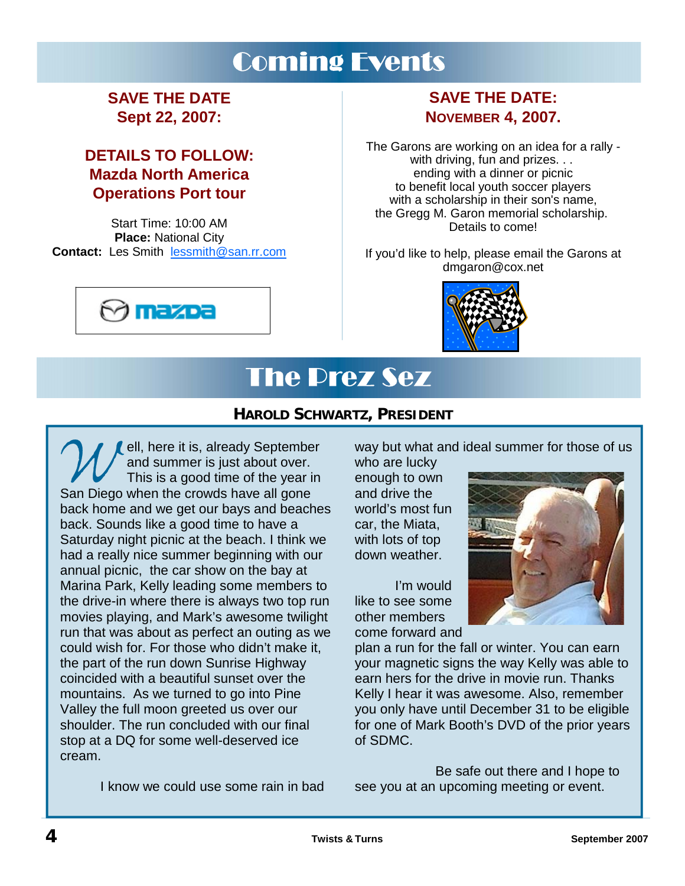# Coming Events

## SAVE THE DATE Sept 22, 2007:

### DETAILS TO FOLLOW: Mazda North America Operations Port tour

Start Time: 10:00 AM
**Place:** National City
**Contact:** Les Smith lessmith@san.rr.com

## SAVE THE DATE: NOVEMBER 4, 2007.

The Garons are working on an idea for a rally - with driving, fun and prizes. . . ending with a dinner or picnic to benefit local youth soccer players with a scholarship in their son's name, the Gregg M. Garon memorial scholarship. Details to come!

If you'd like to help, please email the Garons at dmgaron@cox.net

# The Prez Sez

### HAROLD SCHWARTZ, PRESIDENT

Well, here it is, already September and summer is just about over. This is a good time of the year in San Diego when the crowds have all gone back home and we get our bays and beaches back. Sounds like a good time to have a Saturday night picnic at the beach. I think we had a really nice summer beginning with our annual picnic, the car show on the bay at Marina Park, Kelly leading some members to the drive-in where there is always two top run movies playing, and Mark's awesome twilight run that was about as perfect an outing as we could wish for. For those who didn't make it, the part of the run down Sunrise Highway coincided with a beautiful sunset over the mountains. As we turned to go into Pine Valley the full moon greeted us over our shoulder. The run concluded with our final stop at a DQ for some well-deserved ice cream.

I know we could use some rain in bad way but what and ideal summer for those of us who are lucky enough to own and drive the world's most fun car, the Miata, with lots of top down weather.

I'm would like to see some other members come forward and plan a run for the fall or winter. You can earn your magnetic signs the way Kelly was able to earn hers for the drive in movie run. Thanks Kelly I hear it was awesome. Also, remember you only have until December 31 to be eligible for one of Mark Booth's DVD of the prior years of SDMC.

Be safe out there and I hope to see you at an upcoming meeting or event.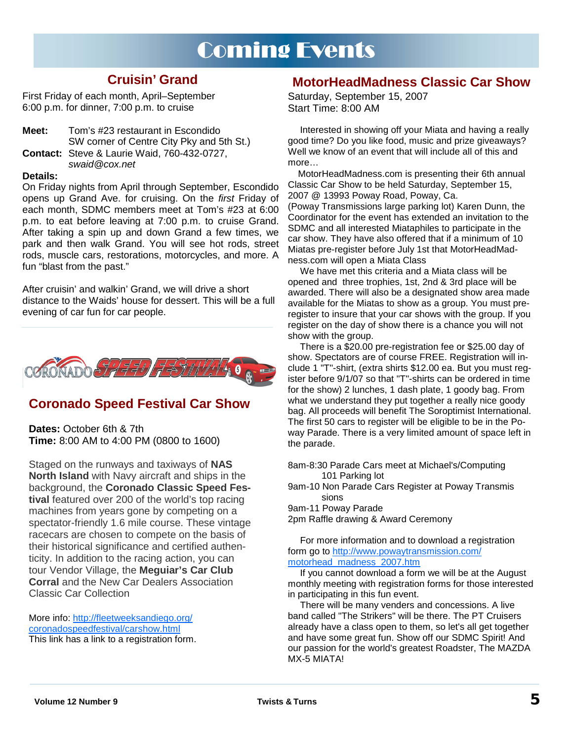# Coming Events

## Cruisin' Grand

First Friday of each month, April–September
6:00 p.m. for dinner, 7:00 p.m. to cruise

**Meet:** Tom's #23 restaurant in Escondido
SW corner of Centre City Pky and 5th St.)

**Contact:** Steve & Laurie Waid, 760-432-0727, *swaid@cox.net*

**Details:**

On Friday nights from April through September, Escondido opens up Grand Ave. for cruising. On the *first* Friday of each month, SDMC members meet at Tom's #23 at 6:00 p.m. to eat before leaving at 7:00 p.m. to cruise Grand. After taking a spin up and down Grand a few times, we park and then walk Grand. You will see hot rods, street rods, muscle cars, restorations, motorcycles, and more. A fun "blast from the past."

After cruisin' and walkin' Grand, we will drive a short distance to the Waids' house for dessert. This will be a full evening of car fun for car people.

CORONADO SPEED FESTIVAL

## Coronado Speed Festival Car Show

**Dates:** October 6th & 7th
**Time:** 8:00 AM to 4:00 PM (0800 to 1600)

Staged on the runways and taxiways of **NAS North Island** with Navy aircraft and ships in the background, the **Coronado Classic Speed Festival** featured over 200 of the world's top racing machines from years gone by competing on a spectator-friendly 1.6 mile course. These vintage racecars are chosen to compete on the basis of their historical significance and certified authenticity. In addition to the racing action, you can tour Vendor Village, the **Meguiar's Car Club Corral** and the New Car Dealers Association Classic Car Collection

More info: http://fleetweeksandiego.org/coronadospeedfestival/carshow.html
This link has a link to a registration form.

## MotorHeadMadness Classic Car Show

Saturday, September 15, 2007
Start Time: 8:00 AM

Interested in showing off your Miata and having a really good time? Do you like food, music and prize giveaways? Well we know of an event that will include all of this and more…

MotorHeadMadness.com is presenting their 6th annual Classic Car Show to be held Saturday, September 15, 2007 @ 13993 Poway Road, Poway, Ca.
(Poway Transmissions large parking lot) Karen Dunn, the Coordinator for the event has extended an invitation to the SDMC and all interested Miataphiles to participate in the car show. They have also offered that if a minimum of 10 Miatas pre-register before July 1st that MotorHeadMadness.com will open a Miata Class

We have met this criteria and a Miata class will be opened and three trophies, 1st, 2nd & 3rd place will be awarded. There will also be a designated show area made available for the Miatas to show as a group. You must pre-register to insure that your car shows with the group. If you register on the day of show there is a chance you will not show with the group.

There is a $20.00 pre-registration fee or $25.00 day of show. Spectators are of course FREE. Registration will include 1 "T"-shirt, (extra shirts $12.00 ea. But you must register before 9/1/07 so that "T"-shirts can be ordered in time for the show) 2 lunches, 1 dash plate, 1 goody bag. From what we understand they put together a really nice goody bag. All proceeds will benefit The Soroptimist International. The first 50 cars to register will be eligible to be in the Poway Parade. There is a very limited amount of space left in the parade.

8am-8:30 Parade Cars meet at Michael's/Computing 101 Parking lot
9am-10 Non Parade Cars Register at Poway Transmissions
9am-11 Poway Parade
2pm Raffle drawing & Award Ceremony

For more information and to download a registration form go to http://www.powaytransmission.com/motorhead_madness_2007.htm

If you cannot download a form we will be at the August monthly meeting with registration forms for those interested in participating in this fun event.

There will be many venders and concessions. A live band called "The Strikers" will be there. The PT Cruisers already have a class open to them, so let's all get together and have some great fun. Show off our SDMC Spirit! And our passion for the world's greatest Roadster, The MAZDA MX-5 MIATA!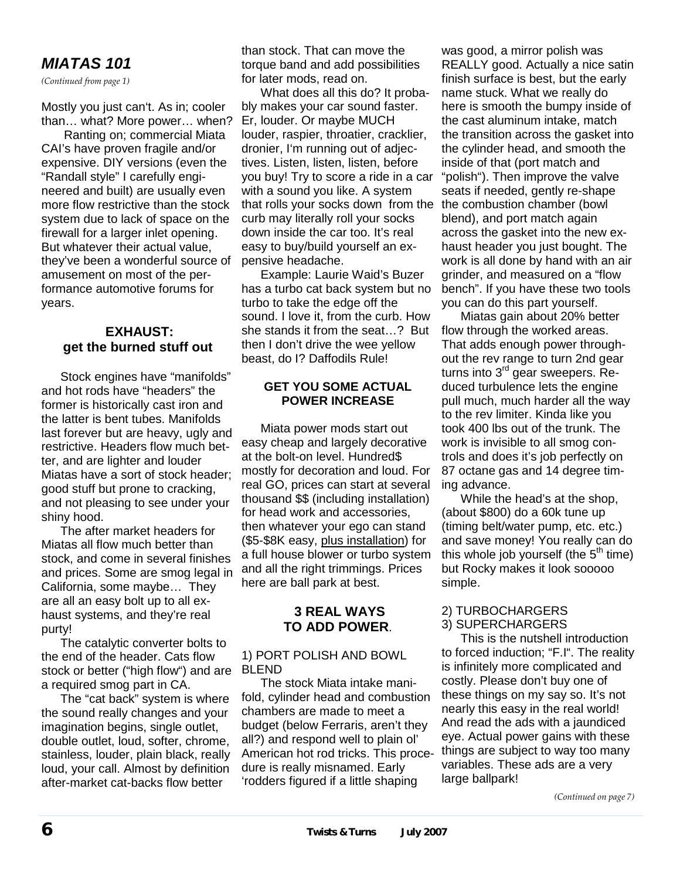## *MIATAS 101*

*(Continued from page 1)*

Mostly you just can't. As in; cooler than… what? More power… when?

Ranting on; commercial Miata CAI's have proven fragile and/or expensive. DIY versions (even the "Randall style" I carefully engineered and built) are usually even more flow restrictive than the stock system due to lack of space on the firewall for a larger inlet opening. But whatever their actual value, they've been a wonderful source of amusement on most of the performance automotive forums for years.

### EXHAUST: get the burned stuff out

Stock engines have "manifolds" and hot rods have "headers" the former is historically cast iron and the latter is bent tubes. Manifolds last forever but are heavy, ugly and restrictive. Headers flow much better, and are lighter and louder Miatas have a sort of stock header; good stuff but prone to cracking, and not pleasing to see under your shiny hood.

The after market headers for Miatas all flow much better than stock, and come in several finishes and prices. Some are smog legal in California, some maybe… They are all an easy bolt up to all exhaust systems, and they're real purty!

The catalytic converter bolts to the end of the header. Cats flow stock or better ("high flow") and are a required smog part in CA.

The "cat back" system is where the sound really changes and your imagination begins, single outlet, double outlet, loud, softer, chrome, stainless, louder, plain black, really loud, your call. Almost by definition after-market cat-backs flow better than stock. That can move the torque band and add possibilities for later mods, read on.

What does all this do? It probably makes your car sound faster. Er, louder. Or maybe MUCH louder, raspier, throatier, cracklier, dronier, I'm running out of adjectives. Listen, listen, listen, before you buy! Try to score a ride in a car with a sound you like. A system that rolls your socks down from the curb may literally roll your socks down inside the car too. It's real easy to buy/build yourself an expensive headache.

Example: Laurie Waid's Buzer has a turbo cat back system but no turbo to take the edge off the sound. I love it, from the curb. How she stands it from the seat…? But then I don't drive the wee yellow beast, do I? Daffodils Rule!

### GET YOU SOME ACTUAL POWER INCREASE

Miata power mods start out easy cheap and largely decorative at the bolt-on level. Hundred$ mostly for decoration and loud. For real GO, prices can start at several thousand $$ (including installation) for head work and accessories, then whatever your ego can stand ($5-$8K easy, <u>plus installation</u>) for a full house blower or turbo system and all the right trimmings. Prices here are ball park at best.

### 3 REAL WAYS TO ADD POWER.

1) PORT POLISH AND BOWL BLEND

The stock Miata intake manifold, cylinder head and combustion chambers are made to meet a budget (below Ferraris, aren't they all?) and respond well to plain ol' American hot rod tricks. This procedure is really misnamed. Early 'rodders figured if a little shaping was good, a mirror polish was REALLY good. Actually a nice satin finish surface is best, but the early name stuck. What we really do here is smooth the bumpy inside of the cast aluminum intake, match the transition across the gasket into the cylinder head, and smooth the inside of that (port match and "polish"). Then improve the valve seats if needed, gently re-shape the combustion chamber (bowl blend), and port match again across the gasket into the new exhaust header you just bought. The work is all done by hand with an air grinder, and measured on a "flow bench". If you have these two tools you can do this part yourself.

Miatas gain about 20% better flow through the worked areas. That adds enough power throughout the rev range to turn 2nd gear turns into 3rd gear sweepers. Reduced turbulence lets the engine pull much, much harder all the way to the rev limiter. Kinda like you took 400 lbs out of the trunk. The work is invisible to all smog controls and does it's job perfectly on 87 octane gas and 14 degree timing advance.

While the head's at the shop, (about $800) do a 60k tune up (timing belt/water pump, etc. etc.) and save money! You really can do this whole job yourself (the 5th time) but Rocky makes it look sooooo simple.

2) TURBOCHARGERS
3) SUPERCHARGERS

This is the nutshell introduction to forced induction; "F.I". The reality is infinitely more complicated and costly. Please don't buy one of these things on my say so. It's not nearly this easy in the real world! And read the ads with a jaundiced eye. Actual power gains with these things are subject to way too many variables. These ads are a very large ballpark!

*(Continued on page 7)*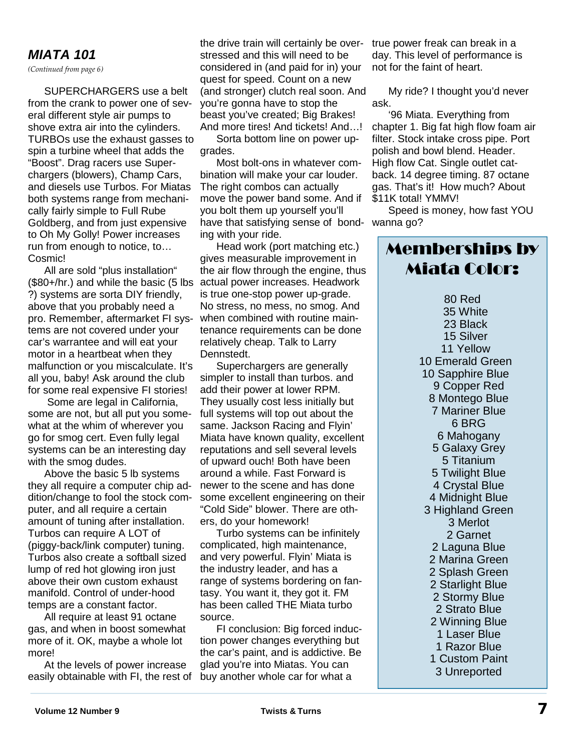## *MIATA 101*

*(Continued from page 6)*

SUPERCHARGERS use a belt from the crank to power one of several different style air pumps to shove extra air into the cylinders. TURBOs use the exhaust gasses to spin a turbine wheel that adds the "Boost". Drag racers use Superchargers (blowers), Champ Cars, and diesels use Turbos. For Miatas both systems range from mechanically fairly simple to Full Rube Goldberg, and from just expensive to Oh My Golly! Power increases run from enough to notice, to… Cosmic!

All are sold "plus installation" ($80+/hr.) and while the basic (5 lbs ?) systems are sorta DIY friendly, above that you probably need a pro. Remember, aftermarket FI systems are not covered under your car's warrantee and will eat your motor in a heartbeat when they malfunction or you miscalculate. It's all you, baby! Ask around the club for some real expensive FI stories!

Some are legal in California, some are not, but all put you somewhat at the whim of wherever you go for smog cert. Even fully legal systems can be an interesting day with the smog dudes.

Above the basic 5 lb systems they all require a computer chip addition/change to fool the stock computer, and all require a certain amount of tuning after installation. Turbos can require A LOT of (piggy-back/link computer) tuning. Turbos also create a softball sized lump of red hot glowing iron just above their own custom exhaust manifold. Control of under-hood temps are a constant factor.

All require at least 91 octane gas, and when in boost somewhat more of it. OK, maybe a whole lot more!

At the levels of power increase easily obtainable with FI, the rest of the drive train will certainly be overstressed and this will need to be considered in (and paid for in) your quest for speed. Count on a new (and stronger) clutch real soon. And you're gonna have to stop the beast you've created; Big Brakes! And more tires! And tickets! And…!

Sorta bottom line on power upgrades.

Most bolt-ons in whatever combination will make your car louder. The right combos can actually move the power band some. And if you bolt them up yourself you'll have that satisfying sense of bonding with your ride.

Head work (port matching etc.) gives measurable improvement in the air flow through the engine, thus actual power increases. Headwork is true one-stop power up-grade. No stress, no mess, no smog. And when combined with routine maintenance requirements can be done relatively cheap. Talk to Larry Dennstedt.

Superchargers are generally simpler to install than turbos. and add their power at lower RPM. They usually cost less initially but full systems will top out about the same. Jackson Racing and Flyin' Miata have known quality, excellent reputations and sell several levels of upward ouch! Both have been around a while. Fast Forward is newer to the scene and has done some excellent engineering on their "Cold Side" blower. There are others, do your homework!

Turbo systems can be infinitely complicated, high maintenance, and very powerful. Flyin' Miata is the industry leader, and has a range of systems bordering on fantasy. You want it, they got it. FM has been called THE Miata turbo source.

FI conclusion: Big forced induction power changes everything but the car's paint, and is addictive. Be glad you're into Miatas. You can buy another whole car for what a true power freak can break in a day. This level of performance is not for the faint of heart.

My ride? I thought you'd never ask.

'96 Miata. Everything from chapter 1. Big fat high flow foam air filter. Stock intake cross pipe. Port polish and bowl blend. Header. High flow Cat. Single outlet cat-back. 14 degree timing. 87 octane gas. That's it! How much? About $11K total! YMMV!

Speed is money, how fast YOU wanna go?

## Memberships by Miata Color:

80 Red
35 White
23 Black
15 Silver
11 Yellow
10 Emerald Green
10 Sapphire Blue
9 Copper Red
8 Montego Blue
7 Mariner Blue
6 BRG
6 Mahogany
5 Galaxy Grey
5 Titanium
5 Twilight Blue
4 Crystal Blue
4 Midnight Blue
3 Highland Green
3 Merlot
2 Garnet
2 Laguna Blue
2 Marina Green
2 Splash Green
2 Starlight Blue
2 Stormy Blue
2 Strato Blue
2 Winning Blue
1 Laser Blue
1 Razor Blue
1 Custom Paint
3 Unreported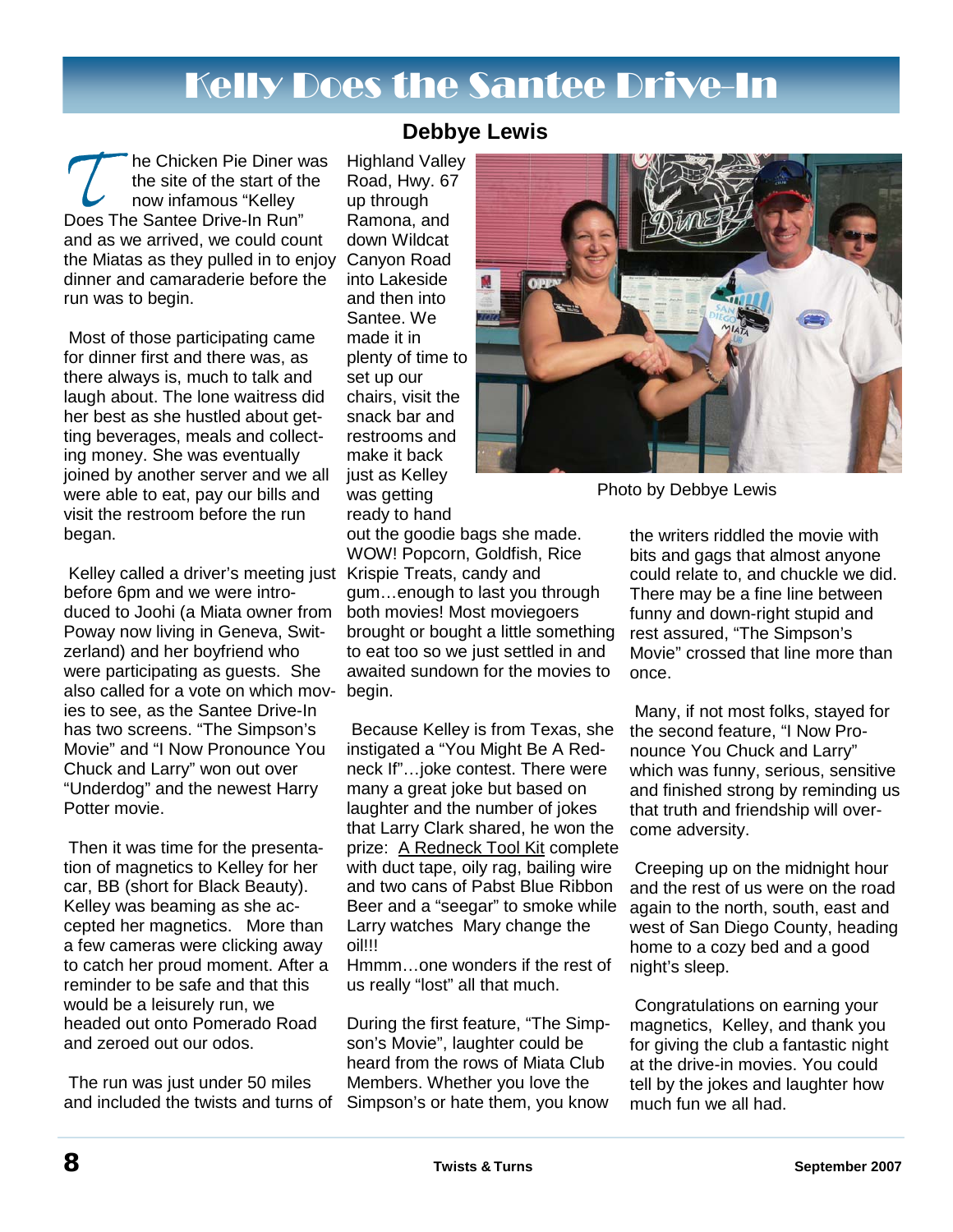# Kelly Does the Santee Drive-In

**Debbye Lewis**

The Chicken Pie Diner was the site of the start of the now infamous "Kelley Does The Santee Drive-In Run" and as we arrived, we could count the Miatas as they pulled in to enjoy dinner and camaraderie before the run was to begin.

Most of those participating came for dinner first and there was, as there always is, much to talk and laugh about. The lone waitress did her best as she hustled about getting beverages, meals and collecting money. She was eventually joined by another server and we all were able to eat, pay our bills and visit the restroom before the run began.

Kelley called a driver's meeting just before 6pm and we were introduced to Joohi (a Miata owner from Poway now living in Geneva, Switzerland) and her boyfriend who were participating as guests. She also called for a vote on which movies to see, as the Santee Drive-In has two screens. "The Simpson's Movie" and "I Now Pronounce You Chuck and Larry" won out over "Underdog" and the newest Harry Potter movie.

Then it was time for the presentation of magnetics to Kelley for her car, BB (short for Black Beauty). Kelley was beaming as she accepted her magnetics. More than a few cameras were clicking away to catch her proud moment. After a reminder to be safe and that this would be a leisurely run, we headed out onto Pomerado Road and zeroed out our odos.

The run was just under 50 miles and included the twists and turns of Highland Valley Road, Hwy. 67 up through Ramona, and down Wildcat Canyon Road into Lakeside and then into Santee. We made it in plenty of time to set up our chairs, visit the snack bar and restrooms and make it back just as Kelley was getting ready to hand out the goodie bags she made. WOW! Popcorn, Goldfish, Rice Krispie Treats, candy and gum…enough to last you through both movies! Most moviegoers brought or bought a little something to eat too so we just settled in and awaited sundown for the movies to begin.

Photo by Debbye Lewis

Because Kelley is from Texas, she instigated a "You Might Be A Redneck If"…joke contest. There were many a great joke but based on laughter and the number of jokes that Larry Clark shared, he won the prize: A Redneck Tool Kit complete with duct tape, oily rag, bailing wire and two cans of Pabst Blue Ribbon Beer and a "seegar" to smoke while Larry watches Mary change the oil!!!
Hmmm…one wonders if the rest of us really "lost" all that much.

During the first feature, "The Simpson's Movie", laughter could be heard from the rows of Miata Club Members. Whether you love the Simpson's or hate them, you know the writers riddled the movie with bits and gags that almost anyone could relate to, and chuckle we did. There may be a fine line between funny and down-right stupid and rest assured, "The Simpson's Movie" crossed that line more than once.

Many, if not most folks, stayed for the second feature, "I Now Pronounce You Chuck and Larry" which was funny, serious, sensitive and finished strong by reminding us that truth and friendship will overcome adversity.

Creeping up on the midnight hour and the rest of us were on the road again to the north, south, east and west of San Diego County, heading home to a cozy bed and a good night's sleep.

Congratulations on earning your magnetics, Kelley, and thank you for giving the club a fantastic night at the drive-in movies. You could tell by the jokes and laughter how much fun we all had.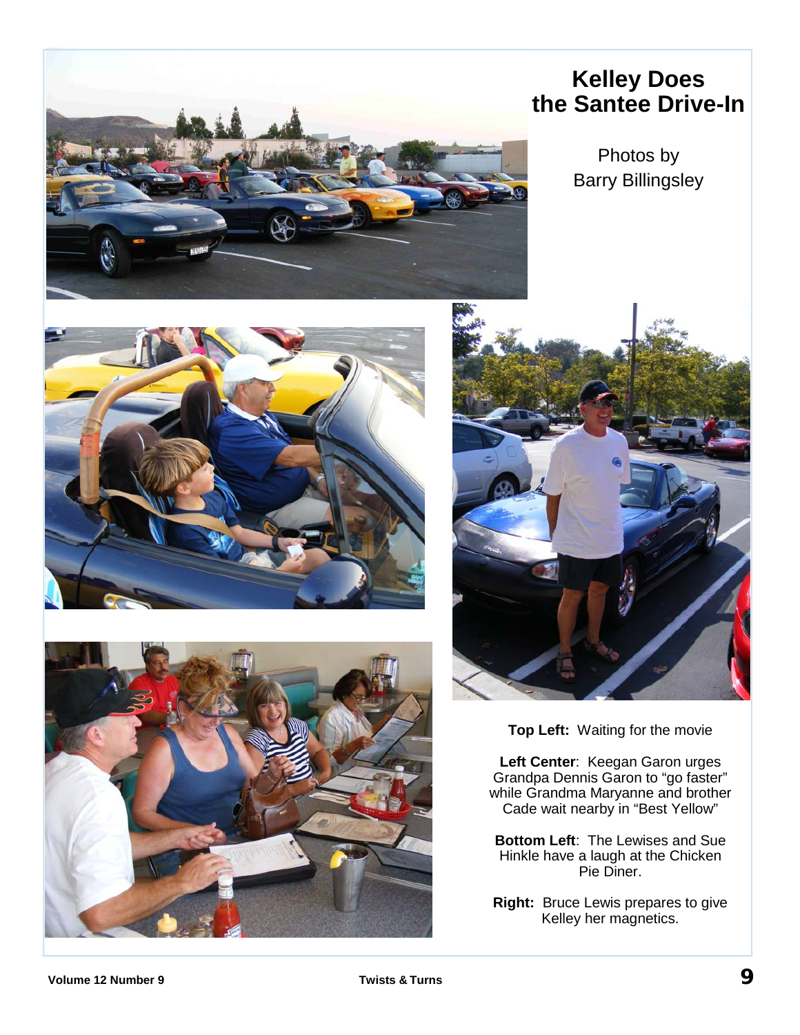# Kelley Does the Santee Drive-In

Photos by Barry Billingsley

**Top Left:** Waiting for the movie

**Left Center**: Keegan Garon urges Grandpa Dennis Garon to "go faster" while Grandma Maryanne and brother Cade wait nearby in "Best Yellow"

**Bottom Left**: The Lewises and Sue Hinkle have a laugh at the Chicken Pie Diner.

**Right:** Bruce Lewis prepares to give Kelley her magnetics.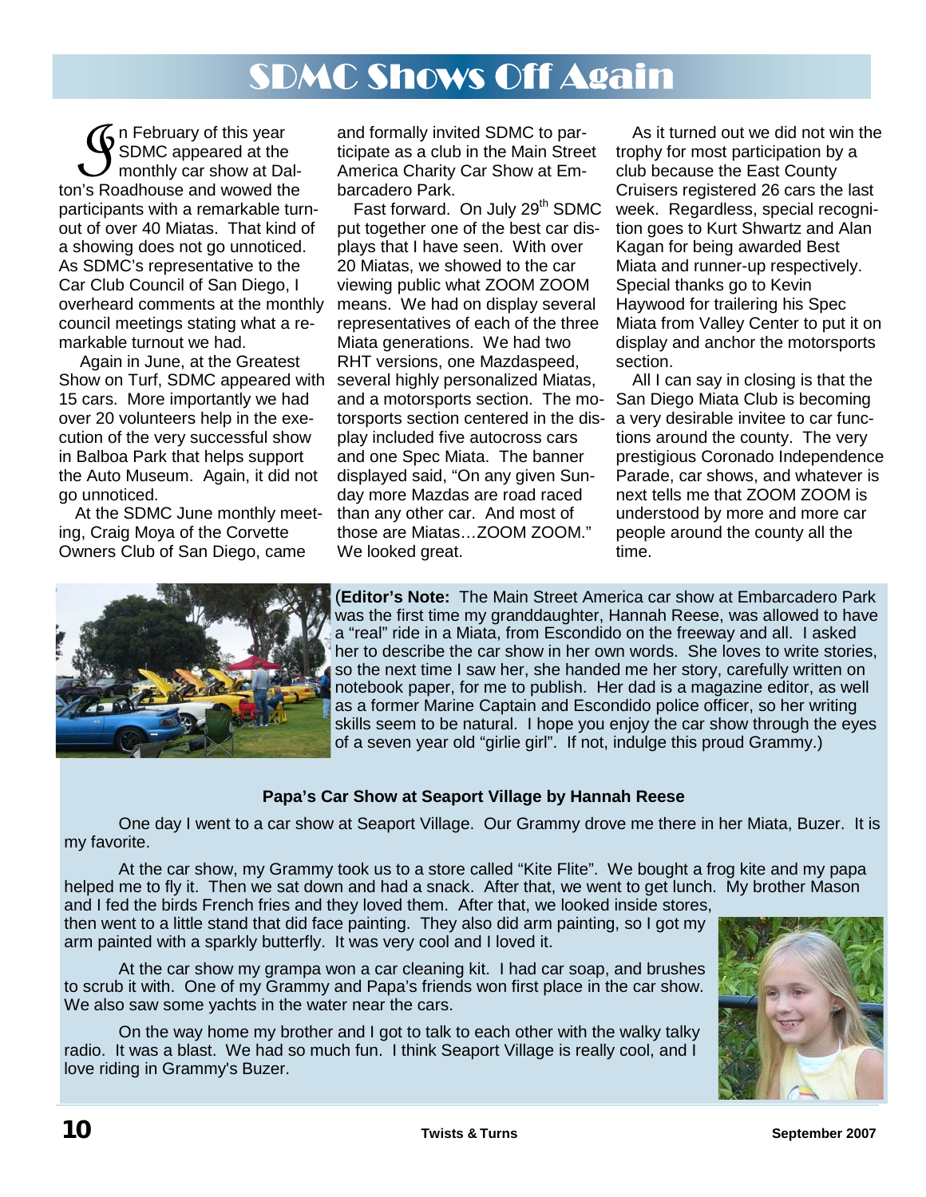# SDMC Shows Off Again

In February of this year SDMC appeared at the monthly car show at Dalton's Roadhouse and wowed the participants with a remarkable turnout of over 40 Miatas. That kind of a showing does not go unnoticed. As SDMC's representative to the Car Club Council of San Diego, I overheard comments at the monthly council meetings stating what a remarkable turnout we had.

Again in June, at the Greatest Show on Turf, SDMC appeared with 15 cars. More importantly we had over 20 volunteers help in the execution of the very successful show in Balboa Park that helps support the Auto Museum. Again, it did not go unnoticed.

At the SDMC June monthly meeting, Craig Moya of the Corvette Owners Club of San Diego, came and formally invited SDMC to participate as a club in the Main Street America Charity Car Show at Embarcadero Park.

Fast forward. On July 29th SDMC put together one of the best car displays that I have seen. With over 20 Miatas, we showed to the car viewing public what ZOOM ZOOM means. We had on display several representatives of each of the three Miata generations. We had two RHT versions, one Mazdaspeed, several highly personalized Miatas, and a motorsports section. The motorsports section centered in the display included five autocross cars and one Spec Miata. The banner displayed said, "On any given Sunday more Mazdas are road raced than any other car. And most of those are Miatas…ZOOM ZOOM." We looked great.

As it turned out we did not win the trophy for most participation by a club because the East County Cruisers registered 26 cars the last week. Regardless, special recognition goes to Kurt Shwartz and Alan Kagan for being awarded Best Miata and runner-up respectively. Special thanks go to Kevin Haywood for trailering his Spec Miata from Valley Center to put it on display and anchor the motorsports section.

All I can say in closing is that the San Diego Miata Club is becoming a very desirable invitee to car functions around the county. The very prestigious Coronado Independence Parade, car shows, and whatever is next tells me that ZOOM ZOOM is understood by more and more car people around the county all the time.

(**Editor's Note:** The Main Street America car show at Embarcadero Park was the first time my granddaughter, Hannah Reese, was allowed to have a "real" ride in a Miata, from Escondido on the freeway and all. I asked her to describe the car show in her own words. She loves to write stories, so the next time I saw her, she handed me her story, carefully written on notebook paper, for me to publish. Her dad is a magazine editor, as well as a former Marine Captain and Escondido police officer, so her writing skills seem to be natural. I hope you enjoy the car show through the eyes of a seven year old "girlie girl". If not, indulge this proud Grammy.)

### Papa's Car Show at Seaport Village by Hannah Reese

One day I went to a car show at Seaport Village. Our Grammy drove me there in her Miata, Buzer. It is my favorite.

At the car show, my Grammy took us to a store called "Kite Flite". We bought a frog kite and my papa helped me to fly it. Then we sat down and had a snack. After that, we went to get lunch. My brother Mason and I fed the birds French fries and they loved them. After that, we looked inside stores, then went to a little stand that did face painting. They also did arm painting, so I got my arm painted with a sparkly butterfly. It was very cool and I loved it.

At the car show my grampa won a car cleaning kit. I had car soap, and brushes to scrub it with. One of my Grammy and Papa's friends won first place in the car show. We also saw some yachts in the water near the cars.

On the way home my brother and I got to talk to each other with the walky talky radio. It was a blast. We had so much fun. I think Seaport Village is really cool, and I love riding in Grammy's Buzer.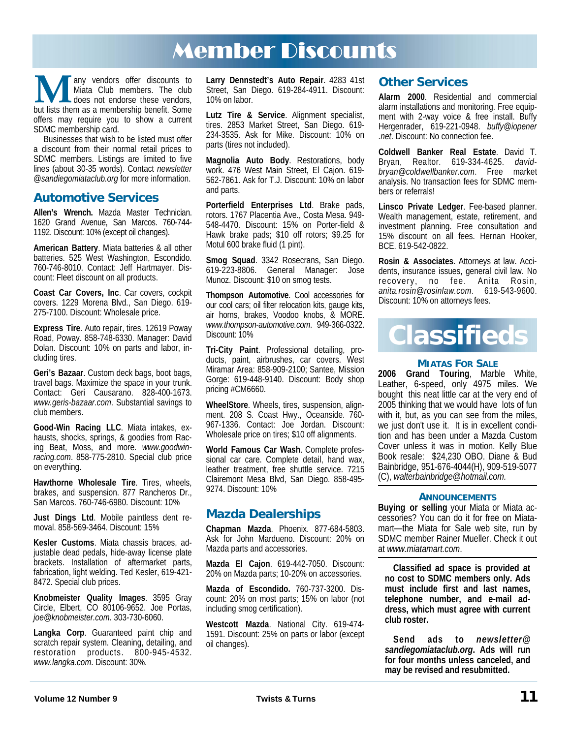# Member Discounts

Many vendors offer discounts to Miata Club members. The club does not endorse these vendors, but lists them as a membership benefit. Some offers may require you to show a current SDMC membership card.

Businesses that wish to be listed must offer a discount from their normal retail prices to SDMC members. Listings are limited to five lines (about 30-35 words). Contact *newsletter @sandiegomiataclub.org* for more information.

## Automotive Services

**Allen's Wrench.** Mazda Master Technician. 1620 Grand Avenue, San Marcos. 760-744-1192. Discount: 10% (except oil changes).

**American Battery**. Miata batteries & all other batteries. 525 West Washington, Escondido. 760-746-8010. Contact: Jeff Hartmayer. Discount: Fleet discount on all products.

**Coast Car Covers, Inc**. Car covers, cockpit covers. 1229 Morena Blvd., San Diego. 619-275-7100. Discount: Wholesale price.

**Express Tire**. Auto repair, tires. 12619 Poway Road, Poway. 858-748-6330. Manager: David Dolan. Discount: 10% on parts and labor, including tires.

**Geri's Bazaar**. Custom deck bags, boot bags, travel bags. Maximize the space in your trunk. Contact: Geri Causarano. 828-400-1673. *www.geris-bazaar.com*. Substantial savings to club members.

**Good-Win Racing LLC**. Miata intakes, exhausts, shocks, springs, & goodies from Racing Beat, Moss, and more. *www.goodwin-racing.com*. 858-775-2810. Special club price on everything.

**Hawthorne Wholesale Tire**. Tires, wheels, brakes, and suspension. 877 Rancheros Dr., San Marcos. 760-746-6980. Discount: 10%

**Just Dings Ltd**. Mobile paintless dent removal. 858-569-3464. Discount: 15%

**Kesler Customs**. Miata chassis braces, adjustable dead pedals, hide-away license plate brackets. Installation of aftermarket parts, fabrication, light welding. Ted Kesler, 619-421-8472. Special club prices.

**Knobmeister Quality Images**. 3595 Gray Circle, Elbert, CO 80106-9652. Joe Portas, *joe@knobmeister.com*. 303-730-6060.

**Langka Corp**. Guaranteed paint chip and scratch repair system. Cleaning, detailing, and restoration products. 800-945-4532. *www.langka.com*. Discount: 30%.

**Larry Dennstedt's Auto Repair**. 4283 41st Street, San Diego. 619-284-4911. Discount: 10% on labor.

**Lutz Tire & Service**. Alignment specialist, tires. 2853 Market Street, San Diego. 619-234-3535. Ask for Mike. Discount: 10% on parts (tires not included).

**Magnolia Auto Body**. Restorations, body work. 476 West Main Street, El Cajon. 619-562-7861. Ask for T.J. Discount: 10% on labor and parts.

**Porterfield Enterprises Ltd**. Brake pads, rotors. 1767 Placentia Ave., Costa Mesa. 949-548-4470. Discount: 15% on Porter-field & Hawk brake pads; $10 off rotors; $9.25 for Motul 600 brake fluid (1 pint).

**Smog Squad**. 3342 Rosecrans, San Diego. 619-223-8806. General Manager: Jose Munoz. Discount: $10 on smog tests.

**Thompson Automotive**. Cool accessories for our cool cars; oil filter relocation kits, gauge kits, air horns, brakes, Voodoo knobs, & MORE. *www.thompson-automotive.com*. 949-366-0322. Discount: 10%

**Tri-City Paint**. Professional detailing, products, paint, airbrushes, car covers. West Miramar Area: 858-909-2100; Santee, Mission Gorge: 619-448-9140. Discount: Body shop pricing #CM6660.

**WheelStore**. Wheels, tires, suspension, alignment. 208 S. Coast Hwy., Oceanside. 760-967-1336. Contact: Joe Jordan. Discount: Wholesale price on tires; $10 off alignments.

**World Famous Car Wash**. Complete professional car care. Complete detail, hand wax, leather treatment, free shuttle service. 7215 Clairemont Mesa Blvd, San Diego. 858-495-9274. Discount: 10%

## Mazda Dealerships

**Chapman Mazda**. Phoenix. 877-684-5803. Ask for John Mardueno. Discount: 20% on Mazda parts and accessories.

**Mazda El Cajon**. 619-442-7050. Discount: 20% on Mazda parts; 10-20% on accessories.

**Mazda of Escondido.** 760-737-3200. Discount: 20% on most parts; 15% on labor (not including smog certification).

**Westcott Mazda**. National City. 619-474-1591. Discount: 25% on parts or labor (except oil changes).

## Other Services

**Alarm 2000**. Residential and commercial alarm installations and monitoring. Free equipment with 2-way voice & free install. Buffy Hergenrader, 619-221-0948. *buffy@iopener .net*. Discount: No connection fee.

**Coldwell Banker Real Estate**. David T. Bryan, Realtor. 619-334-4625. *david-bryan@coldwellbanker.com*. Free market analysis. No transaction fees for SDMC members or referrals!

**Linsco Private Ledger**. Fee-based planner. Wealth management, estate, retirement, and investment planning. Free consultation and 15% discount on all fees. Hernan Hooker, BCE. 619-542-0822.

**Rosin & Associates**. Attorneys at law. Accidents, insurance issues, general civil law. No recovery, no fee. Anita Rosin, *anita.rosin@rosinlaw.com*. 619-543-9600. Discount: 10% on attorneys fees.

# Classifieds

### Miatas For Sale

**2006 Grand Touring**, Marble White, Leather, 6-speed, only 4975 miles. We bought this neat little car at the very end of 2005 thinking that we would have lots of fun with it, but, as you can see from the miles, we just don't use it. It is in excellent condition and has been under a Mazda Custom Cover unless it was in motion. Kelly Blue Book resale: $24,230 OBO. Diane & Bud Bainbridge, 951-676-4044(H), 909-519-5077 (C), *walterbainbridge@hotmail.com.*

### Announcements

**Buying or selling** your Miata or Miata accessories? You can do it for free on Miatamart—the Miata for Sale web site, run by SDMC member Rainer Mueller. Check it out at *www.miatamart.com*.

**Classified ad space is provided at no cost to SDMC members only. Ads must include first and last names, telephone number, and e-mail address, which must agree with current club roster.**

**Send ads to *newsletter@ sandiegomiataclub.org*. Ads will run for four months unless canceled, and may be revised and resubmitted.**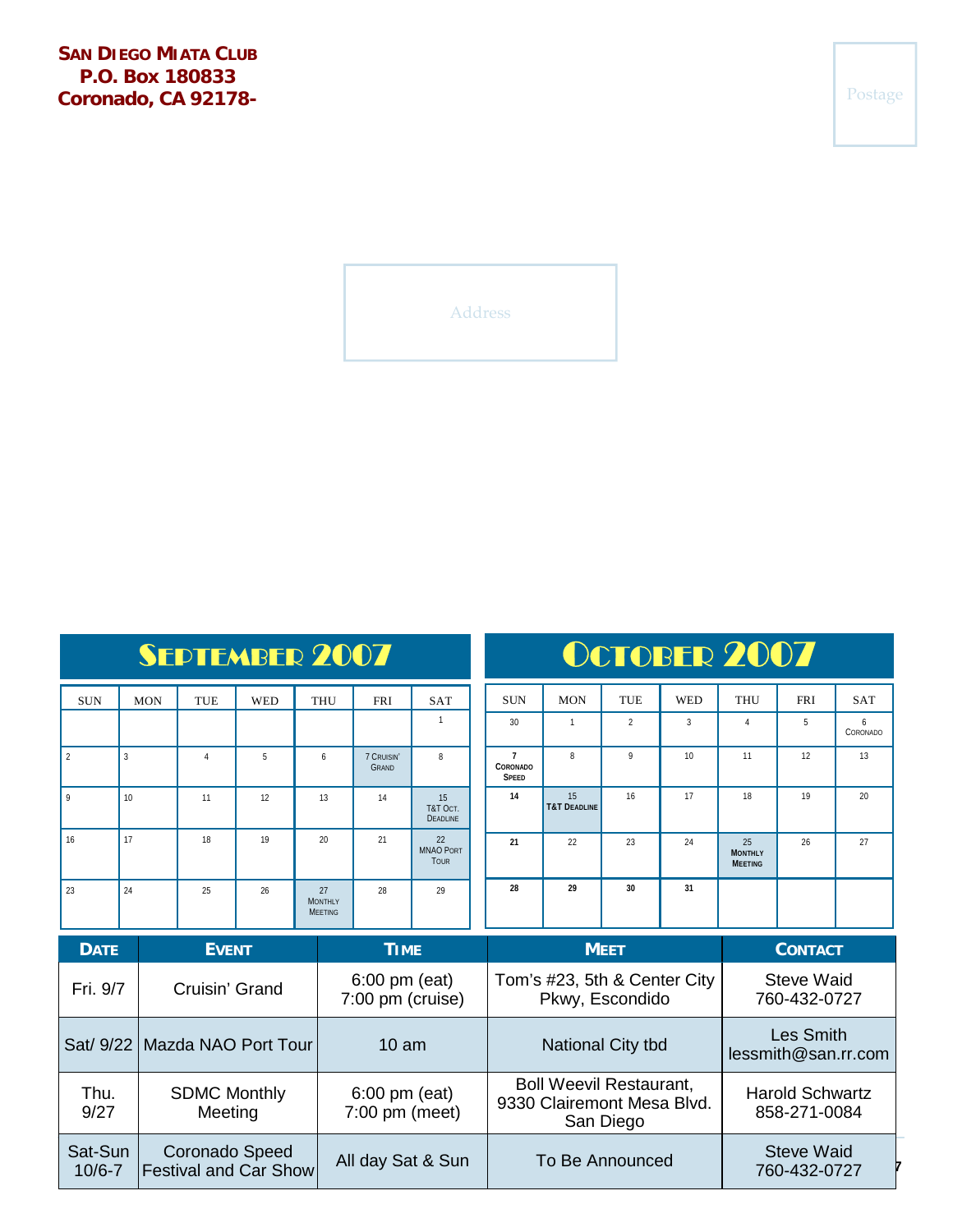**SAN DIEGO MIATA CLUB**
**P.O. Box 180833**
**Coronado, CA 92178-**

Postage

Address

## SEPTEMBER 2007

| SUN | MON | TUE | WED | THU | FRI | SAT |
|---|---|---|---|---|---|---|
| | | | | | | 1 |
| 2 | 3 | 4 | 5 | 6 | 7 CRUISIN' GRAND | 8 |
| 9 | 10 | 11 | 12 | 13 | 14 | 15 T&T OCT. DEADLINE |
| 16 | 17 | 18 | 19 | 20 | 21 | 22 MNAO PORT TOUR |
| 23 | 24 | 25 | 26 | 27 MONTHLY MEETING | 28 | 29 |

## OCTOBER 2007

| SUN | MON | TUE | WED | THU | FRI | SAT |
|---|---|---|---|---|---|---|
| 30 | 1 | 2 | 3 | 4 | 5 | 6 CORONADO |
| 7 CORONADO SPEED | 8 | 9 | 10 | 11 | 12 | 13 |
| 14 | 15 T&T DEADLINE | 16 | 17 | 18 | 19 | 20 |
| 21 | 22 | 23 | 24 | 25 MONTHLY MEETING | 26 | 27 |
| 28 | 29 | 30 | 31 | | | |

| DATE | EVENT | TIME | MEET | CONTACT |
|---|---|---|---|---|
| Fri. 9/7 | Cruisin' Grand | 6:00 pm (eat) 7:00 pm (cruise) | Tom's #23, 5th & Center City Pkwy, Escondido | Steve Waid 760-432-0727 |
| Sat/ 9/22 | Mazda NAO Port Tour | 10 am | National City tbd | Les Smith lessmith@san.rr.com |
| Thu. 9/27 | SDMC Monthly Meeting | 6:00 pm (eat) 7:00 pm (meet) | Boll Weevil Restaurant, 9330 Clairemont Mesa Blvd. San Diego | Harold Schwartz 858-271-0084 |
| Sat-Sun 10/6-7 | Coronado Speed Festival and Car Show | All day Sat & Sun | To Be Announced | Steve Waid 760-432-0727 |